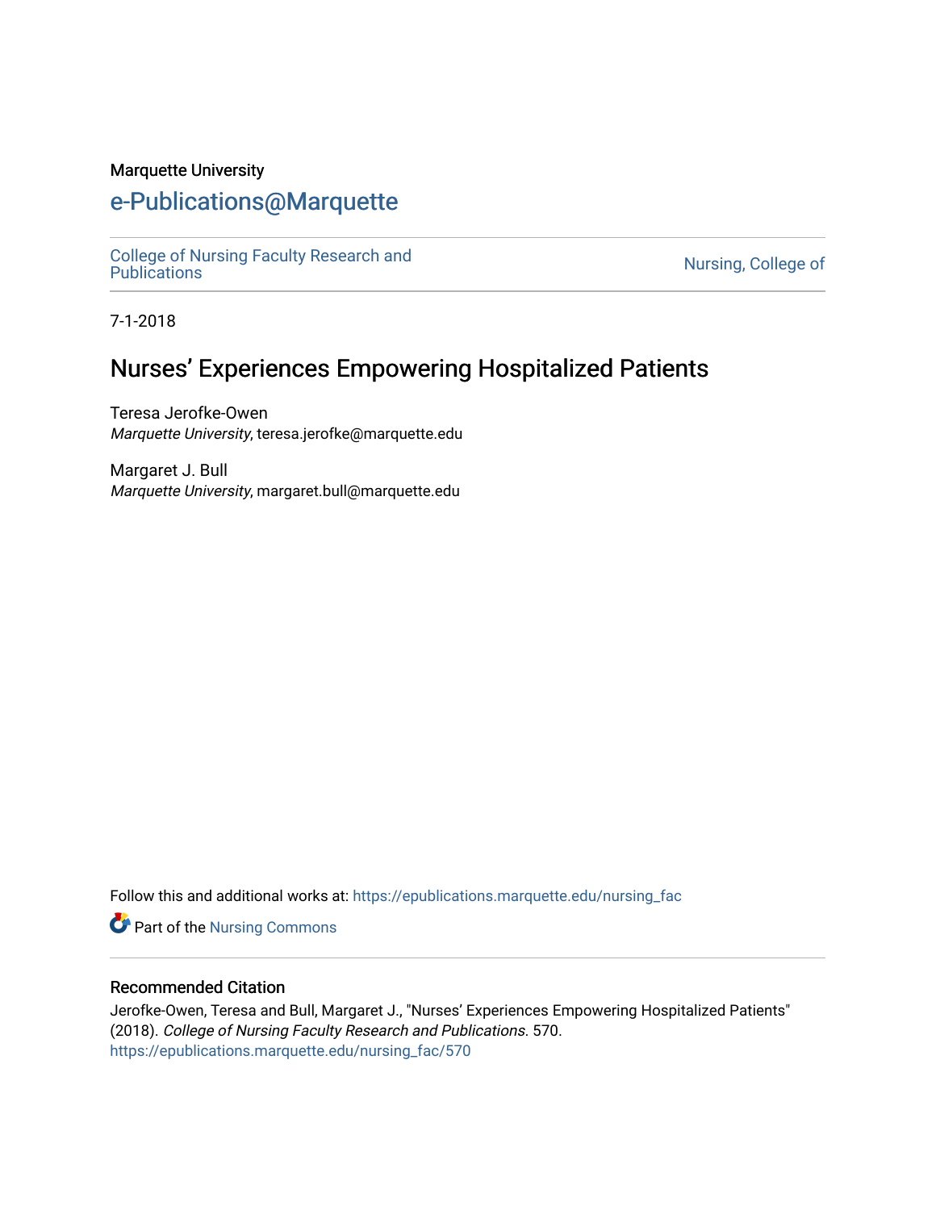Marquette University

# e-Publications@Marquette

College of Nursing Faculty Research and Publications | Nursing, College of

7-1-2018

# Nurses' Experiences Empowering Hospitalized Patients

Teresa Jerofke-Owen
*Marquette University*, teresa.jerofke@marquette.edu

Margaret J. Bull
*Marquette University*, margaret.bull@marquette.edu

Follow this and additional works at: https://epublications.marquette.edu/nursing_fac

Part of the Nursing Commons

## Recommended Citation

Jerofke-Owen, Teresa and Bull, Margaret J., "Nurses' Experiences Empowering Hospitalized Patients" (2018). *College of Nursing Faculty Research and Publications*. 570.
https://epublications.marquette.edu/nursing_fac/570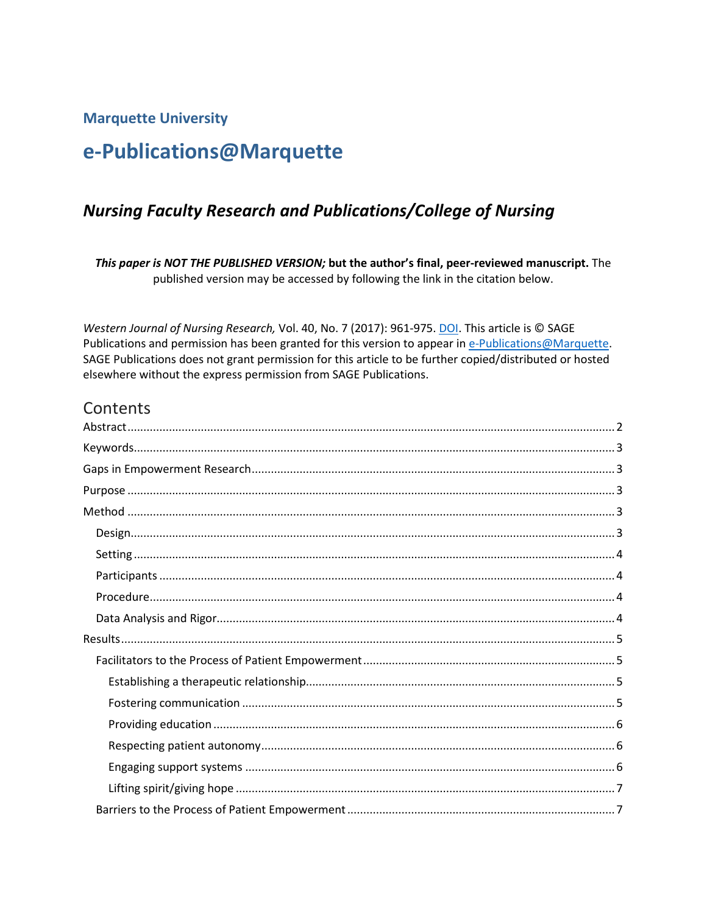**Marquette University**

# e-Publications@Marquette

## *Nursing Faculty Research and Publications/College of Nursing*

***This paper is NOT THE PUBLISHED VERSION;* but the author's final, peer-reviewed manuscript.** The published version may be accessed by following the link in the citation below.

*Western Journal of Nursing Research,* Vol. 40, No. 7 (2017): 961-975. DOI. This article is © SAGE Publications and permission has been granted for this version to appear in e-Publications@Marquette. SAGE Publications does not grant permission for this article to be further copied/distributed or hosted elsewhere without the express permission from SAGE Publications.

## Contents

- Abstract ..... 2
- Keywords ..... 3
- Gaps in Empowerment Research ..... 3
- Purpose ..... 3
- Method ..... 3
  - Design ..... 3
  - Setting ..... 4
  - Participants ..... 4
  - Procedure ..... 4
  - Data Analysis and Rigor ..... 4
- Results ..... 5
  - Facilitators to the Process of Patient Empowerment ..... 5
    - Establishing a therapeutic relationship ..... 5
    - Fostering communication ..... 5
    - Providing education ..... 6
    - Respecting patient autonomy ..... 6
    - Engaging support systems ..... 6
    - Lifting spirit/giving hope ..... 7
  - Barriers to the Process of Patient Empowerment ..... 7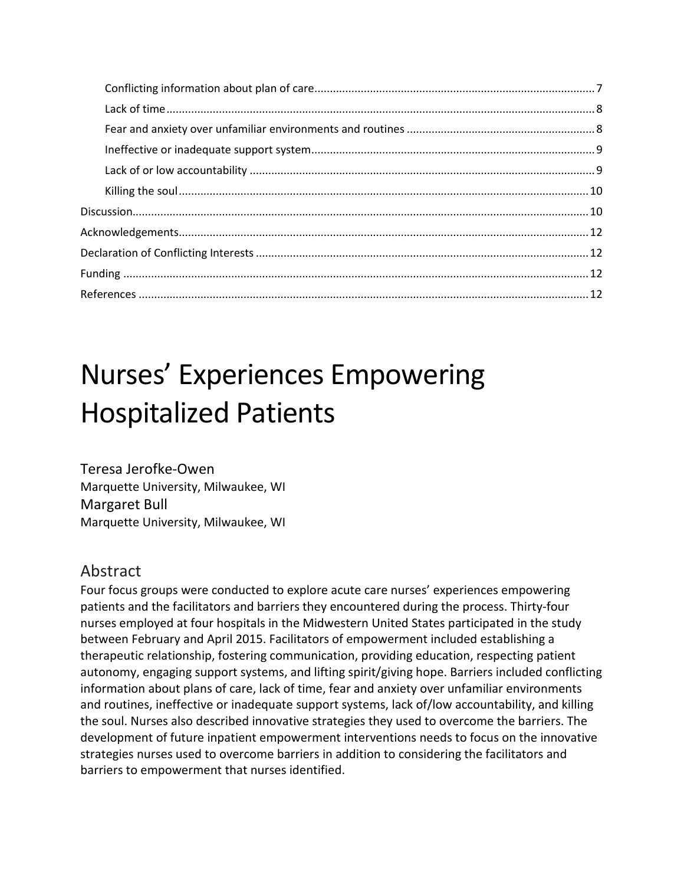Conflicting information about plan of care .......... 7
Lack of time .......... 8
Fear and anxiety over unfamiliar environments and routines .......... 8
Ineffective or inadequate support system .......... 9
Lack of or low accountability .......... 9
Killing the soul .......... 10
Discussion .......... 10
Acknowledgements .......... 12
Declaration of Conflicting Interests .......... 12
Funding .......... 12
References .......... 12

# Nurses' Experiences Empowering Hospitalized Patients

Teresa Jerofke-Owen
Marquette University, Milwaukee, WI
Margaret Bull
Marquette University, Milwaukee, WI

## Abstract

Four focus groups were conducted to explore acute care nurses' experiences empowering patients and the facilitators and barriers they encountered during the process. Thirty-four nurses employed at four hospitals in the Midwestern United States participated in the study between February and April 2015. Facilitators of empowerment included establishing a therapeutic relationship, fostering communication, providing education, respecting patient autonomy, engaging support systems, and lifting spirit/giving hope. Barriers included conflicting information about plans of care, lack of time, fear and anxiety over unfamiliar environments and routines, ineffective or inadequate support systems, lack of/low accountability, and killing the soul. Nurses also described innovative strategies they used to overcome the barriers. The development of future inpatient empowerment interventions needs to focus on the innovative strategies nurses used to overcome barriers in addition to considering the facilitators and barriers to empowerment that nurses identified.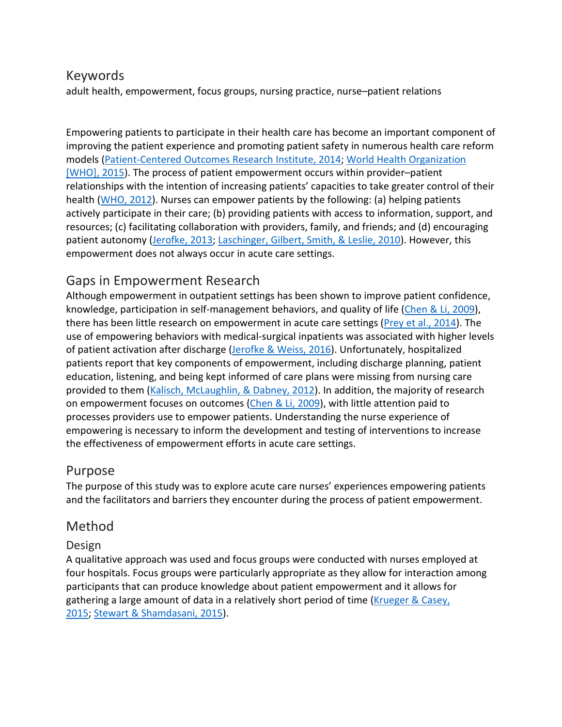## Keywords

adult health, empowerment, focus groups, nursing practice, nurse–patient relations

Empowering patients to participate in their health care has become an important component of improving the patient experience and promoting patient safety in numerous health care reform models (Patient-Centered Outcomes Research Institute, 2014; World Health Organization [WHO], 2015). The process of patient empowerment occurs within provider–patient relationships with the intention of increasing patients' capacities to take greater control of their health (WHO, 2012). Nurses can empower patients by the following: (a) helping patients actively participate in their care; (b) providing patients with access to information, support, and resources; (c) facilitating collaboration with providers, family, and friends; and (d) encouraging patient autonomy (Jerofke, 2013; Laschinger, Gilbert, Smith, & Leslie, 2010). However, this empowerment does not always occur in acute care settings.

## Gaps in Empowerment Research

Although empowerment in outpatient settings has been shown to improve patient confidence, knowledge, participation in self-management behaviors, and quality of life (Chen & Li, 2009), there has been little research on empowerment in acute care settings (Prey et al., 2014). The use of empowering behaviors with medical-surgical inpatients was associated with higher levels of patient activation after discharge (Jerofke & Weiss, 2016). Unfortunately, hospitalized patients report that key components of empowerment, including discharge planning, patient education, listening, and being kept informed of care plans were missing from nursing care provided to them (Kalisch, McLaughlin, & Dabney, 2012). In addition, the majority of research on empowerment focuses on outcomes (Chen & Li, 2009), with little attention paid to processes providers use to empower patients. Understanding the nurse experience of empowering is necessary to inform the development and testing of interventions to increase the effectiveness of empowerment efforts in acute care settings.

## Purpose

The purpose of this study was to explore acute care nurses' experiences empowering patients and the facilitators and barriers they encounter during the process of patient empowerment.

## Method

### Design

A qualitative approach was used and focus groups were conducted with nurses employed at four hospitals. Focus groups were particularly appropriate as they allow for interaction among participants that can produce knowledge about patient empowerment and it allows for gathering a large amount of data in a relatively short period of time (Krueger & Casey, 2015; Stewart & Shamdasani, 2015).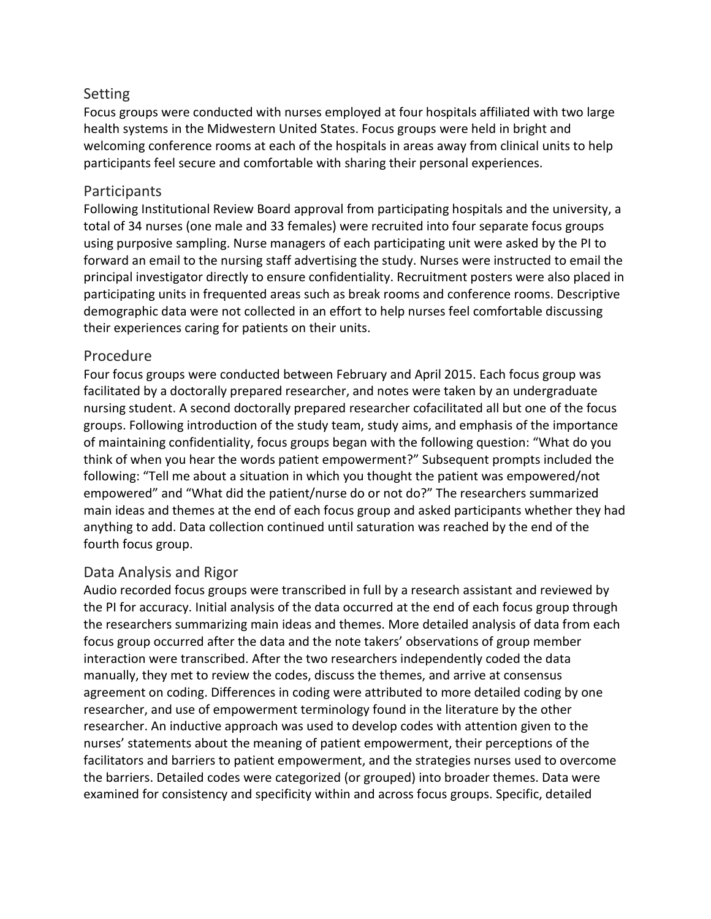## Setting

Focus groups were conducted with nurses employed at four hospitals affiliated with two large health systems in the Midwestern United States. Focus groups were held in bright and welcoming conference rooms at each of the hospitals in areas away from clinical units to help participants feel secure and comfortable with sharing their personal experiences.

## Participants

Following Institutional Review Board approval from participating hospitals and the university, a total of 34 nurses (one male and 33 females) were recruited into four separate focus groups using purposive sampling. Nurse managers of each participating unit were asked by the PI to forward an email to the nursing staff advertising the study. Nurses were instructed to email the principal investigator directly to ensure confidentiality. Recruitment posters were also placed in participating units in frequented areas such as break rooms and conference rooms. Descriptive demographic data were not collected in an effort to help nurses feel comfortable discussing their experiences caring for patients on their units.

## Procedure

Four focus groups were conducted between February and April 2015. Each focus group was facilitated by a doctorally prepared researcher, and notes were taken by an undergraduate nursing student. A second doctorally prepared researcher cofacilitated all but one of the focus groups. Following introduction of the study team, study aims, and emphasis of the importance of maintaining confidentiality, focus groups began with the following question: "What do you think of when you hear the words patient empowerment?" Subsequent prompts included the following: "Tell me about a situation in which you thought the patient was empowered/not empowered" and "What did the patient/nurse do or not do?" The researchers summarized main ideas and themes at the end of each focus group and asked participants whether they had anything to add. Data collection continued until saturation was reached by the end of the fourth focus group.

## Data Analysis and Rigor

Audio recorded focus groups were transcribed in full by a research assistant and reviewed by the PI for accuracy. Initial analysis of the data occurred at the end of each focus group through the researchers summarizing main ideas and themes. More detailed analysis of data from each focus group occurred after the data and the note takers' observations of group member interaction were transcribed. After the two researchers independently coded the data manually, they met to review the codes, discuss the themes, and arrive at consensus agreement on coding. Differences in coding were attributed to more detailed coding by one researcher, and use of empowerment terminology found in the literature by the other researcher. An inductive approach was used to develop codes with attention given to the nurses' statements about the meaning of patient empowerment, their perceptions of the facilitators and barriers to patient empowerment, and the strategies nurses used to overcome the barriers. Detailed codes were categorized (or grouped) into broader themes. Data were examined for consistency and specificity within and across focus groups. Specific, detailed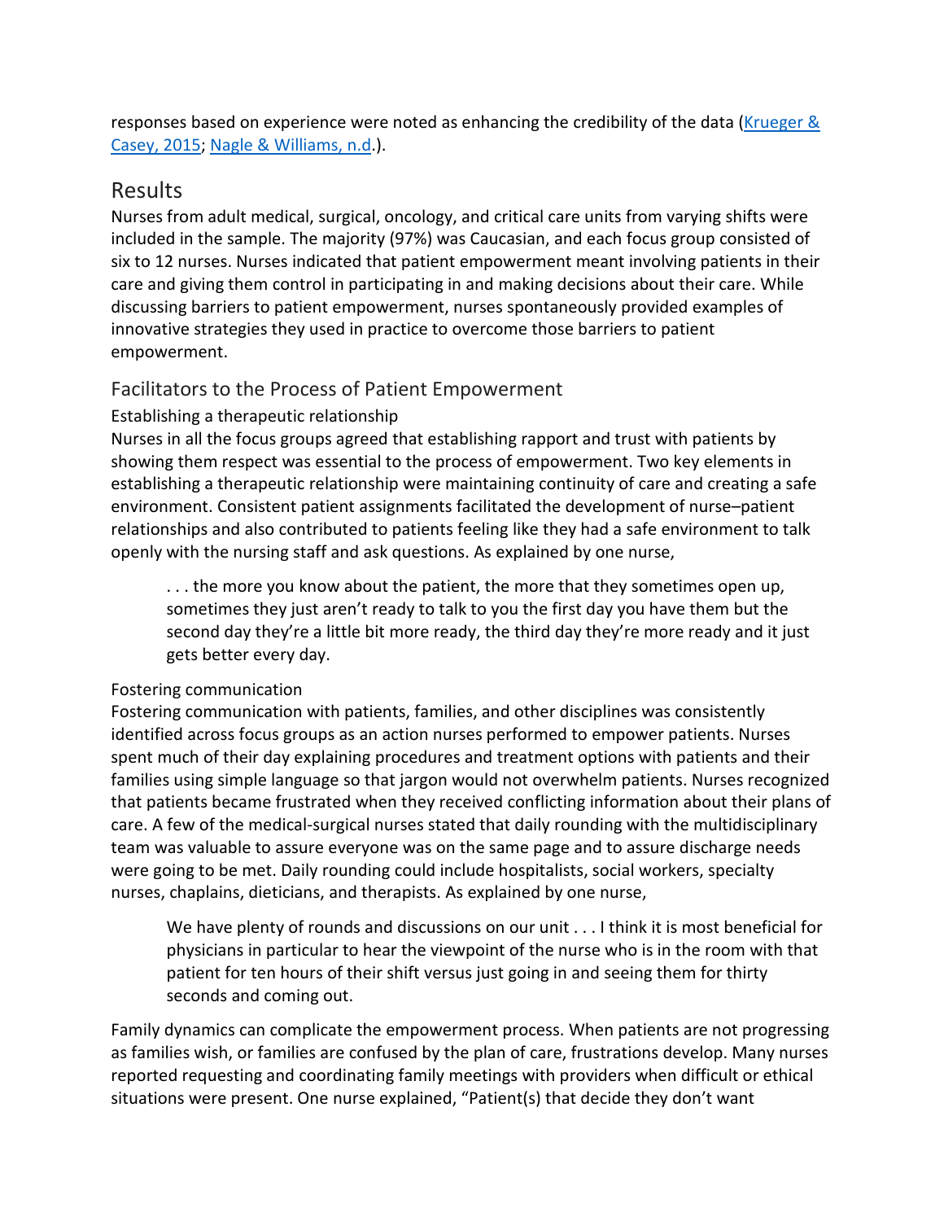responses based on experience were noted as enhancing the credibility of the data (Krueger & Casey, 2015; Nagle & Williams, n.d.).

## Results

Nurses from adult medical, surgical, oncology, and critical care units from varying shifts were included in the sample. The majority (97%) was Caucasian, and each focus group consisted of six to 12 nurses. Nurses indicated that patient empowerment meant involving patients in their care and giving them control in participating in and making decisions about their care. While discussing barriers to patient empowerment, nurses spontaneously provided examples of innovative strategies they used in practice to overcome those barriers to patient empowerment.

### Facilitators to the Process of Patient Empowerment

#### Establishing a therapeutic relationship

Nurses in all the focus groups agreed that establishing rapport and trust with patients by showing them respect was essential to the process of empowerment. Two key elements in establishing a therapeutic relationship were maintaining continuity of care and creating a safe environment. Consistent patient assignments facilitated the development of nurse–patient relationships and also contributed to patients feeling like they had a safe environment to talk openly with the nursing staff and ask questions. As explained by one nurse,

> . . . the more you know about the patient, the more that they sometimes open up, sometimes they just aren't ready to talk to you the first day you have them but the second day they're a little bit more ready, the third day they're more ready and it just gets better every day.

#### Fostering communication

Fostering communication with patients, families, and other disciplines was consistently identified across focus groups as an action nurses performed to empower patients. Nurses spent much of their day explaining procedures and treatment options with patients and their families using simple language so that jargon would not overwhelm patients. Nurses recognized that patients became frustrated when they received conflicting information about their plans of care. A few of the medical-surgical nurses stated that daily rounding with the multidisciplinary team was valuable to assure everyone was on the same page and to assure discharge needs were going to be met. Daily rounding could include hospitalists, social workers, specialty nurses, chaplains, dieticians, and therapists. As explained by one nurse,

> We have plenty of rounds and discussions on our unit . . . I think it is most beneficial for physicians in particular to hear the viewpoint of the nurse who is in the room with that patient for ten hours of their shift versus just going in and seeing them for thirty seconds and coming out.

Family dynamics can complicate the empowerment process. When patients are not progressing as families wish, or families are confused by the plan of care, frustrations develop. Many nurses reported requesting and coordinating family meetings with providers when difficult or ethical situations were present. One nurse explained, "Patient(s) that decide they don't want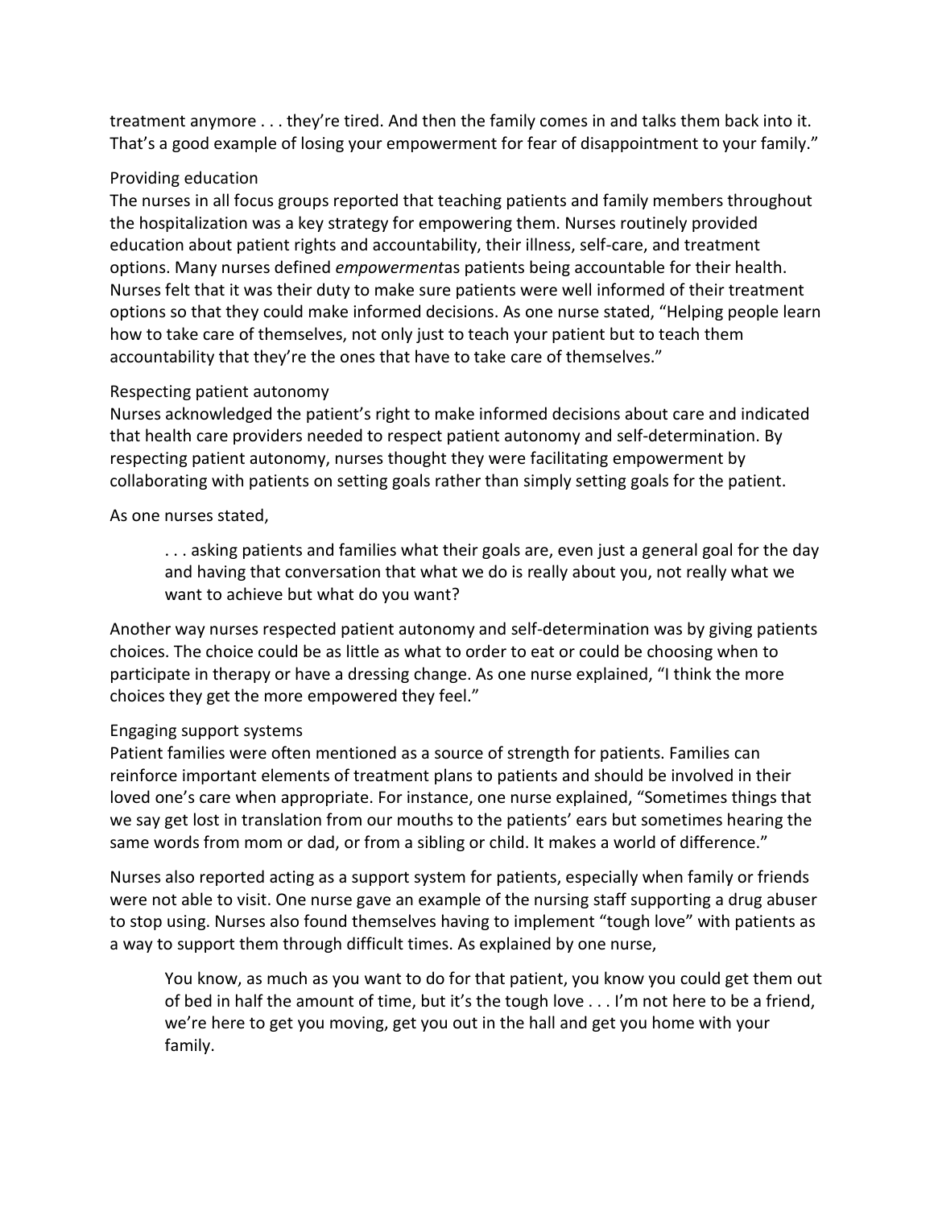treatment anymore . . . they're tired. And then the family comes in and talks them back into it. That's a good example of losing your empowerment for fear of disappointment to your family."

### Providing education

The nurses in all focus groups reported that teaching patients and family members throughout the hospitalization was a key strategy for empowering them. Nurses routinely provided education about patient rights and accountability, their illness, self-care, and treatment options. Many nurses defined *empowerment*as patients being accountable for their health. Nurses felt that it was their duty to make sure patients were well informed of their treatment options so that they could make informed decisions. As one nurse stated, "Helping people learn how to take care of themselves, not only just to teach your patient but to teach them accountability that they're the ones that have to take care of themselves."

### Respecting patient autonomy

Nurses acknowledged the patient's right to make informed decisions about care and indicated that health care providers needed to respect patient autonomy and self-determination. By respecting patient autonomy, nurses thought they were facilitating empowerment by collaborating with patients on setting goals rather than simply setting goals for the patient.

As one nurses stated,

> . . . asking patients and families what their goals are, even just a general goal for the day and having that conversation that what we do is really about you, not really what we want to achieve but what do you want?

Another way nurses respected patient autonomy and self-determination was by giving patients choices. The choice could be as little as what to order to eat or could be choosing when to participate in therapy or have a dressing change. As one nurse explained, "I think the more choices they get the more empowered they feel."

### Engaging support systems

Patient families were often mentioned as a source of strength for patients. Families can reinforce important elements of treatment plans to patients and should be involved in their loved one's care when appropriate. For instance, one nurse explained, "Sometimes things that we say get lost in translation from our mouths to the patients' ears but sometimes hearing the same words from mom or dad, or from a sibling or child. It makes a world of difference."

Nurses also reported acting as a support system for patients, especially when family or friends were not able to visit. One nurse gave an example of the nursing staff supporting a drug abuser to stop using. Nurses also found themselves having to implement "tough love" with patients as a way to support them through difficult times. As explained by one nurse,

> You know, as much as you want to do for that patient, you know you could get them out of bed in half the amount of time, but it's the tough love . . . I'm not here to be a friend, we're here to get you moving, get you out in the hall and get you home with your family.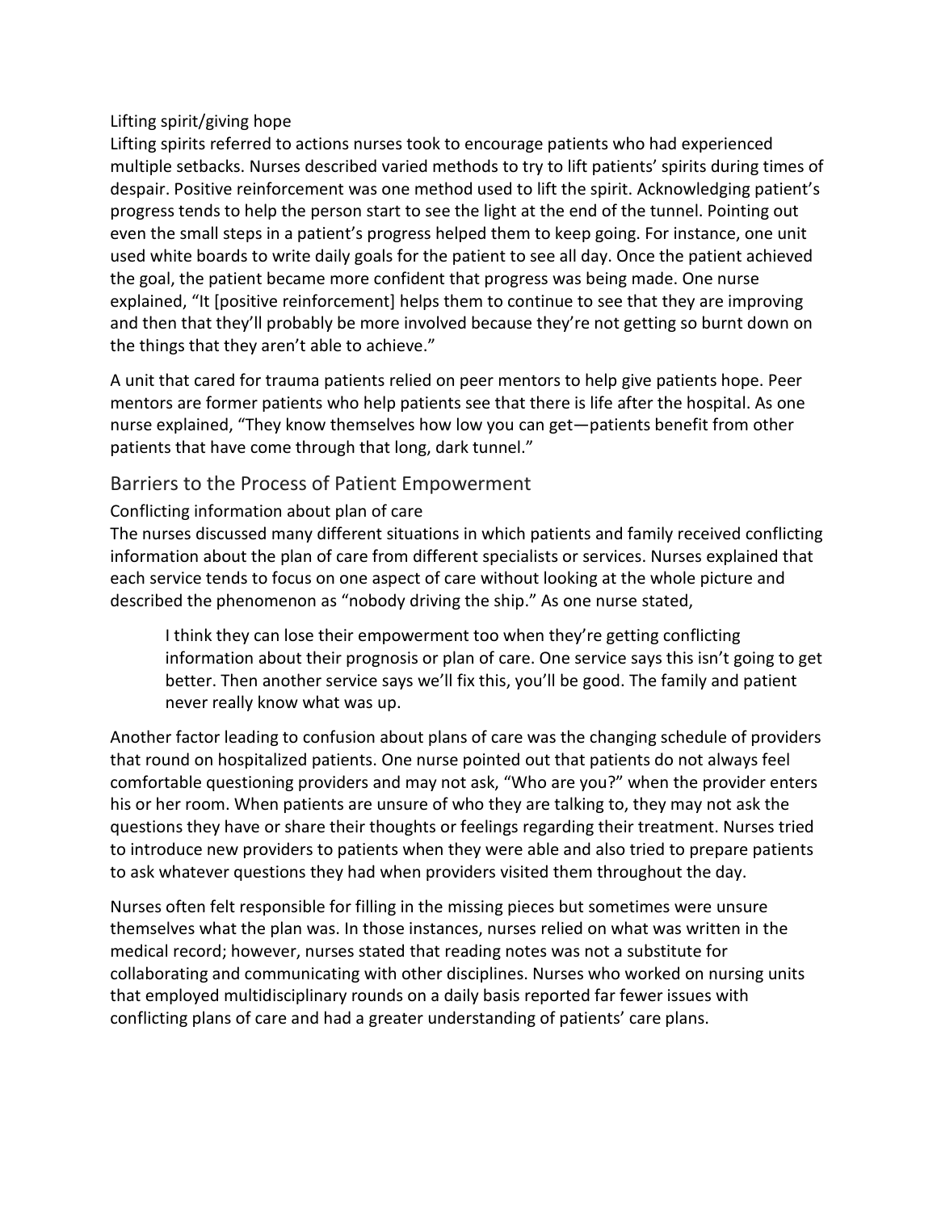### Lifting spirit/giving hope

Lifting spirits referred to actions nurses took to encourage patients who had experienced multiple setbacks. Nurses described varied methods to try to lift patients' spirits during times of despair. Positive reinforcement was one method used to lift the spirit. Acknowledging patient's progress tends to help the person start to see the light at the end of the tunnel. Pointing out even the small steps in a patient's progress helped them to keep going. For instance, one unit used white boards to write daily goals for the patient to see all day. Once the patient achieved the goal, the patient became more confident that progress was being made. One nurse explained, "It [positive reinforcement] helps them to continue to see that they are improving and then that they'll probably be more involved because they're not getting so burnt down on the things that they aren't able to achieve."

A unit that cared for trauma patients relied on peer mentors to help give patients hope. Peer mentors are former patients who help patients see that there is life after the hospital. As one nurse explained, "They know themselves how low you can get—patients benefit from other patients that have come through that long, dark tunnel."

## Barriers to the Process of Patient Empowerment

### Conflicting information about plan of care

The nurses discussed many different situations in which patients and family received conflicting information about the plan of care from different specialists or services. Nurses explained that each service tends to focus on one aspect of care without looking at the whole picture and described the phenomenon as "nobody driving the ship." As one nurse stated,

> I think they can lose their empowerment too when they're getting conflicting information about their prognosis or plan of care. One service says this isn't going to get better. Then another service says we'll fix this, you'll be good. The family and patient never really know what was up.

Another factor leading to confusion about plans of care was the changing schedule of providers that round on hospitalized patients. One nurse pointed out that patients do not always feel comfortable questioning providers and may not ask, "Who are you?" when the provider enters his or her room. When patients are unsure of who they are talking to, they may not ask the questions they have or share their thoughts or feelings regarding their treatment. Nurses tried to introduce new providers to patients when they were able and also tried to prepare patients to ask whatever questions they had when providers visited them throughout the day.

Nurses often felt responsible for filling in the missing pieces but sometimes were unsure themselves what the plan was. In those instances, nurses relied on what was written in the medical record; however, nurses stated that reading notes was not a substitute for collaborating and communicating with other disciplines. Nurses who worked on nursing units that employed multidisciplinary rounds on a daily basis reported far fewer issues with conflicting plans of care and had a greater understanding of patients' care plans.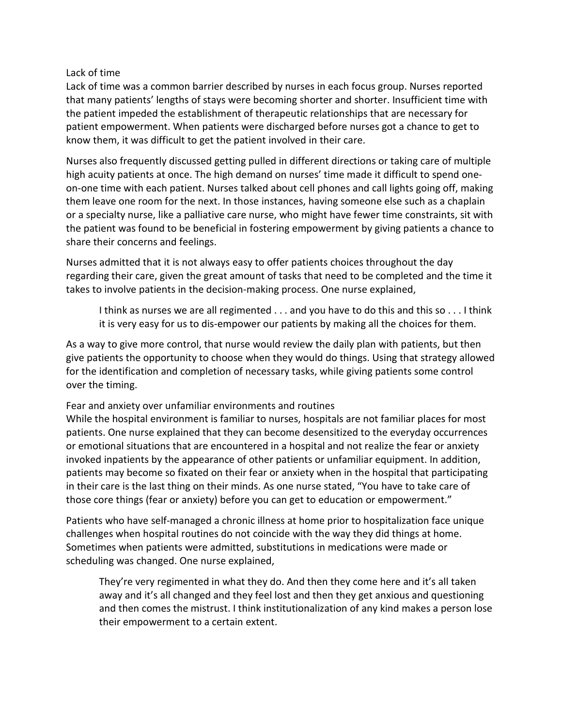### Lack of time

Lack of time was a common barrier described by nurses in each focus group. Nurses reported that many patients' lengths of stays were becoming shorter and shorter. Insufficient time with the patient impeded the establishment of therapeutic relationships that are necessary for patient empowerment. When patients were discharged before nurses got a chance to get to know them, it was difficult to get the patient involved in their care.

Nurses also frequently discussed getting pulled in different directions or taking care of multiple high acuity patients at once. The high demand on nurses' time made it difficult to spend one-on-one time with each patient. Nurses talked about cell phones and call lights going off, making them leave one room for the next. In those instances, having someone else such as a chaplain or a specialty nurse, like a palliative care nurse, who might have fewer time constraints, sit with the patient was found to be beneficial in fostering empowerment by giving patients a chance to share their concerns and feelings.

Nurses admitted that it is not always easy to offer patients choices throughout the day regarding their care, given the great amount of tasks that need to be completed and the time it takes to involve patients in the decision-making process. One nurse explained,

> I think as nurses we are all regimented . . . and you have to do this and this so . . . I think it is very easy for us to dis-empower our patients by making all the choices for them.

As a way to give more control, that nurse would review the daily plan with patients, but then give patients the opportunity to choose when they would do things. Using that strategy allowed for the identification and completion of necessary tasks, while giving patients some control over the timing.

### Fear and anxiety over unfamiliar environments and routines

While the hospital environment is familiar to nurses, hospitals are not familiar places for most patients. One nurse explained that they can become desensitized to the everyday occurrences or emotional situations that are encountered in a hospital and not realize the fear or anxiety invoked inpatients by the appearance of other patients or unfamiliar equipment. In addition, patients may become so fixated on their fear or anxiety when in the hospital that participating in their care is the last thing on their minds. As one nurse stated, "You have to take care of those core things (fear or anxiety) before you can get to education or empowerment."

Patients who have self-managed a chronic illness at home prior to hospitalization face unique challenges when hospital routines do not coincide with the way they did things at home. Sometimes when patients were admitted, substitutions in medications were made or scheduling was changed. One nurse explained,

> They're very regimented in what they do. And then they come here and it's all taken away and it's all changed and they feel lost and then they get anxious and questioning and then comes the mistrust. I think institutionalization of any kind makes a person lose their empowerment to a certain extent.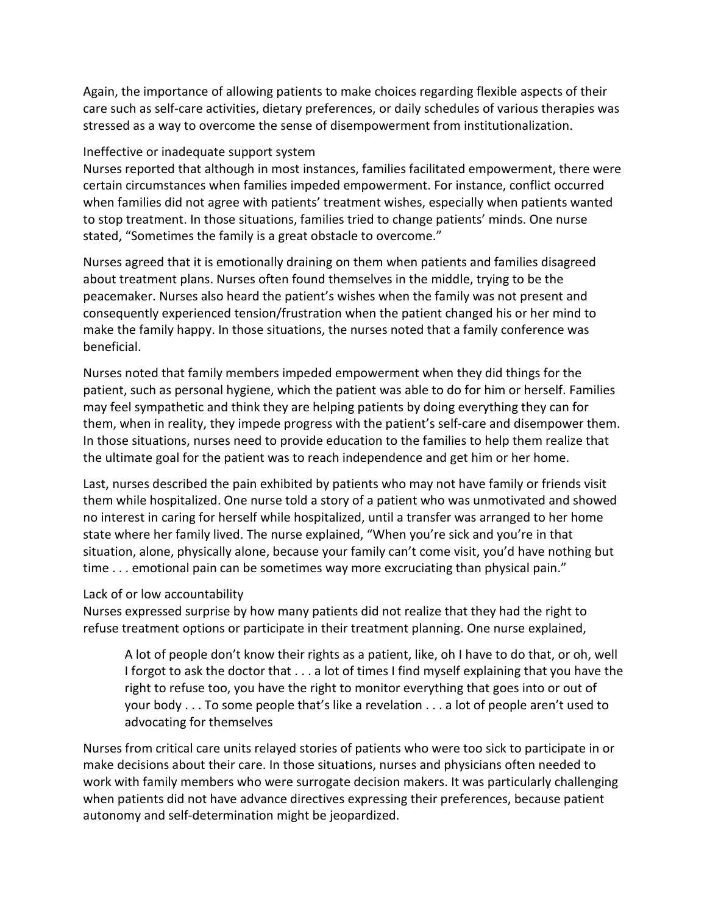Again, the importance of allowing patients to make choices regarding flexible aspects of their care such as self-care activities, dietary preferences, or daily schedules of various therapies was stressed as a way to overcome the sense of disempowerment from institutionalization.

### Ineffective or inadequate support system

Nurses reported that although in most instances, families facilitated empowerment, there were certain circumstances when families impeded empowerment. For instance, conflict occurred when families did not agree with patients' treatment wishes, especially when patients wanted to stop treatment. In those situations, families tried to change patients' minds. One nurse stated, "Sometimes the family is a great obstacle to overcome."

Nurses agreed that it is emotionally draining on them when patients and families disagreed about treatment plans. Nurses often found themselves in the middle, trying to be the peacemaker. Nurses also heard the patient's wishes when the family was not present and consequently experienced tension/frustration when the patient changed his or her mind to make the family happy. In those situations, the nurses noted that a family conference was beneficial.

Nurses noted that family members impeded empowerment when they did things for the patient, such as personal hygiene, which the patient was able to do for him or herself. Families may feel sympathetic and think they are helping patients by doing everything they can for them, when in reality, they impede progress with the patient's self-care and disempower them. In those situations, nurses need to provide education to the families to help them realize that the ultimate goal for the patient was to reach independence and get him or her home.

Last, nurses described the pain exhibited by patients who may not have family or friends visit them while hospitalized. One nurse told a story of a patient who was unmotivated and showed no interest in caring for herself while hospitalized, until a transfer was arranged to her home state where her family lived. The nurse explained, "When you're sick and you're in that situation, alone, physically alone, because your family can't come visit, you'd have nothing but time . . . emotional pain can be sometimes way more excruciating than physical pain."

### Lack of or low accountability

Nurses expressed surprise by how many patients did not realize that they had the right to refuse treatment options or participate in their treatment planning. One nurse explained,

> A lot of people don't know their rights as a patient, like, oh I have to do that, or oh, well I forgot to ask the doctor that . . . a lot of times I find myself explaining that you have the right to refuse too, you have the right to monitor everything that goes into or out of your body . . . To some people that's like a revelation . . . a lot of people aren't used to advocating for themselves

Nurses from critical care units relayed stories of patients who were too sick to participate in or make decisions about their care. In those situations, nurses and physicians often needed to work with family members who were surrogate decision makers. It was particularly challenging when patients did not have advance directives expressing their preferences, because patient autonomy and self-determination might be jeopardized.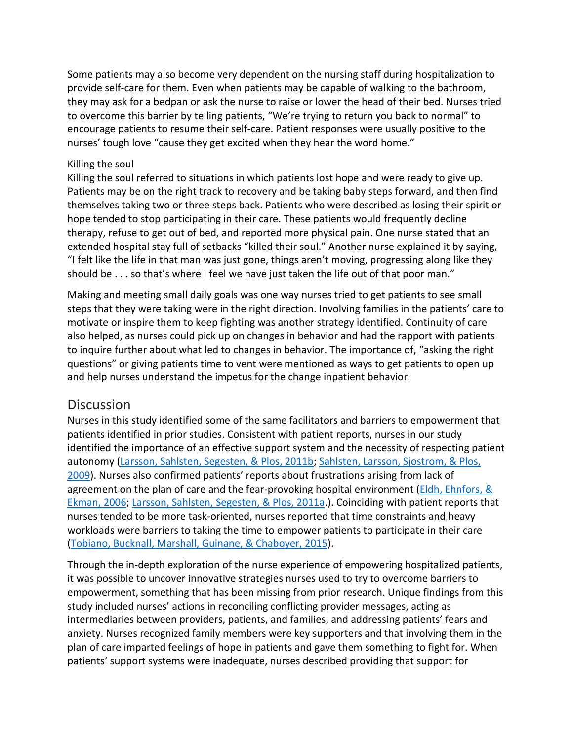Some patients may also become very dependent on the nursing staff during hospitalization to provide self-care for them. Even when patients may be capable of walking to the bathroom, they may ask for a bedpan or ask the nurse to raise or lower the head of their bed. Nurses tried to overcome this barrier by telling patients, "We're trying to return you back to normal" to encourage patients to resume their self-care. Patient responses were usually positive to the nurses' tough love "cause they get excited when they hear the word home."

### Killing the soul

Killing the soul referred to situations in which patients lost hope and were ready to give up. Patients may be on the right track to recovery and be taking baby steps forward, and then find themselves taking two or three steps back. Patients who were described as losing their spirit or hope tended to stop participating in their care. These patients would frequently decline therapy, refuse to get out of bed, and reported more physical pain. One nurse stated that an extended hospital stay full of setbacks "killed their soul." Another nurse explained it by saying, "I felt like the life in that man was just gone, things aren't moving, progressing along like they should be . . . so that's where I feel we have just taken the life out of that poor man."

Making and meeting small daily goals was one way nurses tried to get patients to see small steps that they were taking were in the right direction. Involving families in the patients' care to motivate or inspire them to keep fighting was another strategy identified. Continuity of care also helped, as nurses could pick up on changes in behavior and had the rapport with patients to inquire further about what led to changes in behavior. The importance of, "asking the right questions" or giving patients time to vent were mentioned as ways to get patients to open up and help nurses understand the impetus for the change inpatient behavior.

## Discussion

Nurses in this study identified some of the same facilitators and barriers to empowerment that patients identified in prior studies. Consistent with patient reports, nurses in our study identified the importance of an effective support system and the necessity of respecting patient autonomy (Larsson, Sahlsten, Segesten, & Plos, 2011b; Sahlsten, Larsson, Sjostrom, & Plos, 2009). Nurses also confirmed patients' reports about frustrations arising from lack of agreement on the plan of care and the fear-provoking hospital environment (Eldh, Ehnfors, & Ekman, 2006; Larsson, Sahlsten, Segesten, & Plos, 2011a.). Coinciding with patient reports that nurses tended to be more task-oriented, nurses reported that time constraints and heavy workloads were barriers to taking the time to empower patients to participate in their care (Tobiano, Bucknall, Marshall, Guinane, & Chaboyer, 2015).

Through the in-depth exploration of the nurse experience of empowering hospitalized patients, it was possible to uncover innovative strategies nurses used to try to overcome barriers to empowerment, something that has been missing from prior research. Unique findings from this study included nurses' actions in reconciling conflicting provider messages, acting as intermediaries between providers, patients, and families, and addressing patients' fears and anxiety. Nurses recognized family members were key supporters and that involving them in the plan of care imparted feelings of hope in patients and gave them something to fight for. When patients' support systems were inadequate, nurses described providing that support for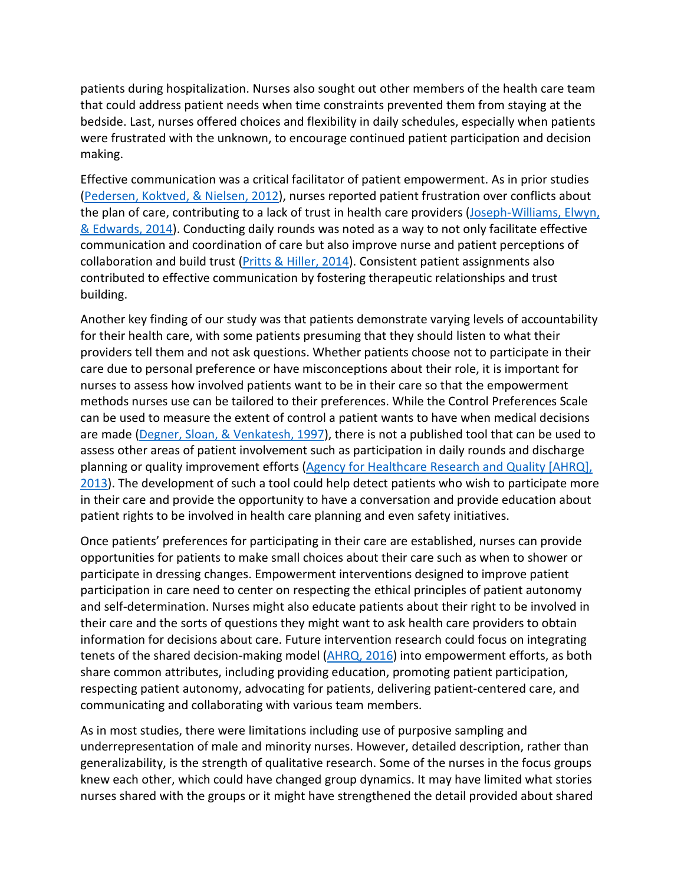patients during hospitalization. Nurses also sought out other members of the health care team that could address patient needs when time constraints prevented them from staying at the bedside. Last, nurses offered choices and flexibility in daily schedules, especially when patients were frustrated with the unknown, to encourage continued patient participation and decision making.

Effective communication was a critical facilitator of patient empowerment. As in prior studies (Pedersen, Koktved, & Nielsen, 2012), nurses reported patient frustration over conflicts about the plan of care, contributing to a lack of trust in health care providers (Joseph-Williams, Elwyn, & Edwards, 2014). Conducting daily rounds was noted as a way to not only facilitate effective communication and coordination of care but also improve nurse and patient perceptions of collaboration and build trust (Pritts & Hiller, 2014). Consistent patient assignments also contributed to effective communication by fostering therapeutic relationships and trust building.

Another key finding of our study was that patients demonstrate varying levels of accountability for their health care, with some patients presuming that they should listen to what their providers tell them and not ask questions. Whether patients choose not to participate in their care due to personal preference or have misconceptions about their role, it is important for nurses to assess how involved patients want to be in their care so that the empowerment methods nurses use can be tailored to their preferences. While the Control Preferences Scale can be used to measure the extent of control a patient wants to have when medical decisions are made (Degner, Sloan, & Venkatesh, 1997), there is not a published tool that can be used to assess other areas of patient involvement such as participation in daily rounds and discharge planning or quality improvement efforts (Agency for Healthcare Research and Quality [AHRQ], 2013). The development of such a tool could help detect patients who wish to participate more in their care and provide the opportunity to have a conversation and provide education about patient rights to be involved in health care planning and even safety initiatives.

Once patients' preferences for participating in their care are established, nurses can provide opportunities for patients to make small choices about their care such as when to shower or participate in dressing changes. Empowerment interventions designed to improve patient participation in care need to center on respecting the ethical principles of patient autonomy and self-determination. Nurses might also educate patients about their right to be involved in their care and the sorts of questions they might want to ask health care providers to obtain information for decisions about care. Future intervention research could focus on integrating tenets of the shared decision-making model (AHRQ, 2016) into empowerment efforts, as both share common attributes, including providing education, promoting patient participation, respecting patient autonomy, advocating for patients, delivering patient-centered care, and communicating and collaborating with various team members.

As in most studies, there were limitations including use of purposive sampling and underrepresentation of male and minority nurses. However, detailed description, rather than generalizability, is the strength of qualitative research. Some of the nurses in the focus groups knew each other, which could have changed group dynamics. It may have limited what stories nurses shared with the groups or it might have strengthened the detail provided about shared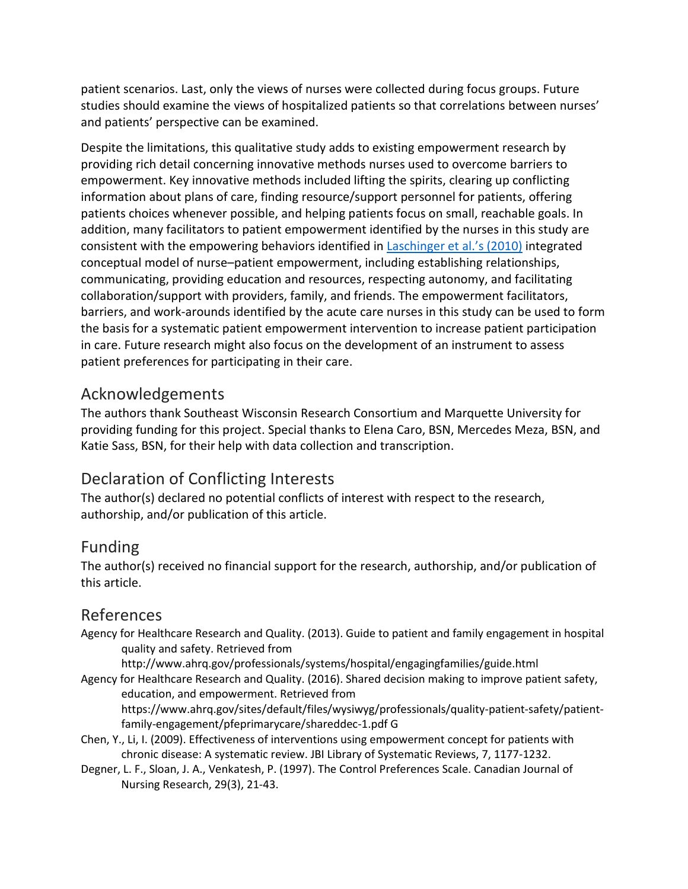patient scenarios. Last, only the views of nurses were collected during focus groups. Future studies should examine the views of hospitalized patients so that correlations between nurses' and patients' perspective can be examined.

Despite the limitations, this qualitative study adds to existing empowerment research by providing rich detail concerning innovative methods nurses used to overcome barriers to empowerment. Key innovative methods included lifting the spirits, clearing up conflicting information about plans of care, finding resource/support personnel for patients, offering patients choices whenever possible, and helping patients focus on small, reachable goals. In addition, many facilitators to patient empowerment identified by the nurses in this study are consistent with the empowering behaviors identified in Laschinger et al.'s (2010) integrated conceptual model of nurse–patient empowerment, including establishing relationships, communicating, providing education and resources, respecting autonomy, and facilitating collaboration/support with providers, family, and friends. The empowerment facilitators, barriers, and work-arounds identified by the acute care nurses in this study can be used to form the basis for a systematic patient empowerment intervention to increase patient participation in care. Future research might also focus on the development of an instrument to assess patient preferences for participating in their care.

## Acknowledgements

The authors thank Southeast Wisconsin Research Consortium and Marquette University for providing funding for this project. Special thanks to Elena Caro, BSN, Mercedes Meza, BSN, and Katie Sass, BSN, for their help with data collection and transcription.

## Declaration of Conflicting Interests

The author(s) declared no potential conflicts of interest with respect to the research, authorship, and/or publication of this article.

## Funding

The author(s) received no financial support for the research, authorship, and/or publication of this article.

## References

Agency for Healthcare Research and Quality. (2013). Guide to patient and family engagement in hospital quality and safety. Retrieved from http://www.ahrq.gov/professionals/systems/hospital/engagingfamilies/guide.html

Agency for Healthcare Research and Quality. (2016). Shared decision making to improve patient safety, education, and empowerment. Retrieved from https://www.ahrq.gov/sites/default/files/wysiwyg/professionals/quality-patient-safety/patient-family-engagement/pfeprimarycare/shareddec-1.pdf G

Chen, Y., Li, I. (2009). Effectiveness of interventions using empowerment concept for patients with chronic disease: A systematic review. JBI Library of Systematic Reviews, 7, 1177-1232.

Degner, L. F., Sloan, J. A., Venkatesh, P. (1997). The Control Preferences Scale. Canadian Journal of Nursing Research, 29(3), 21-43.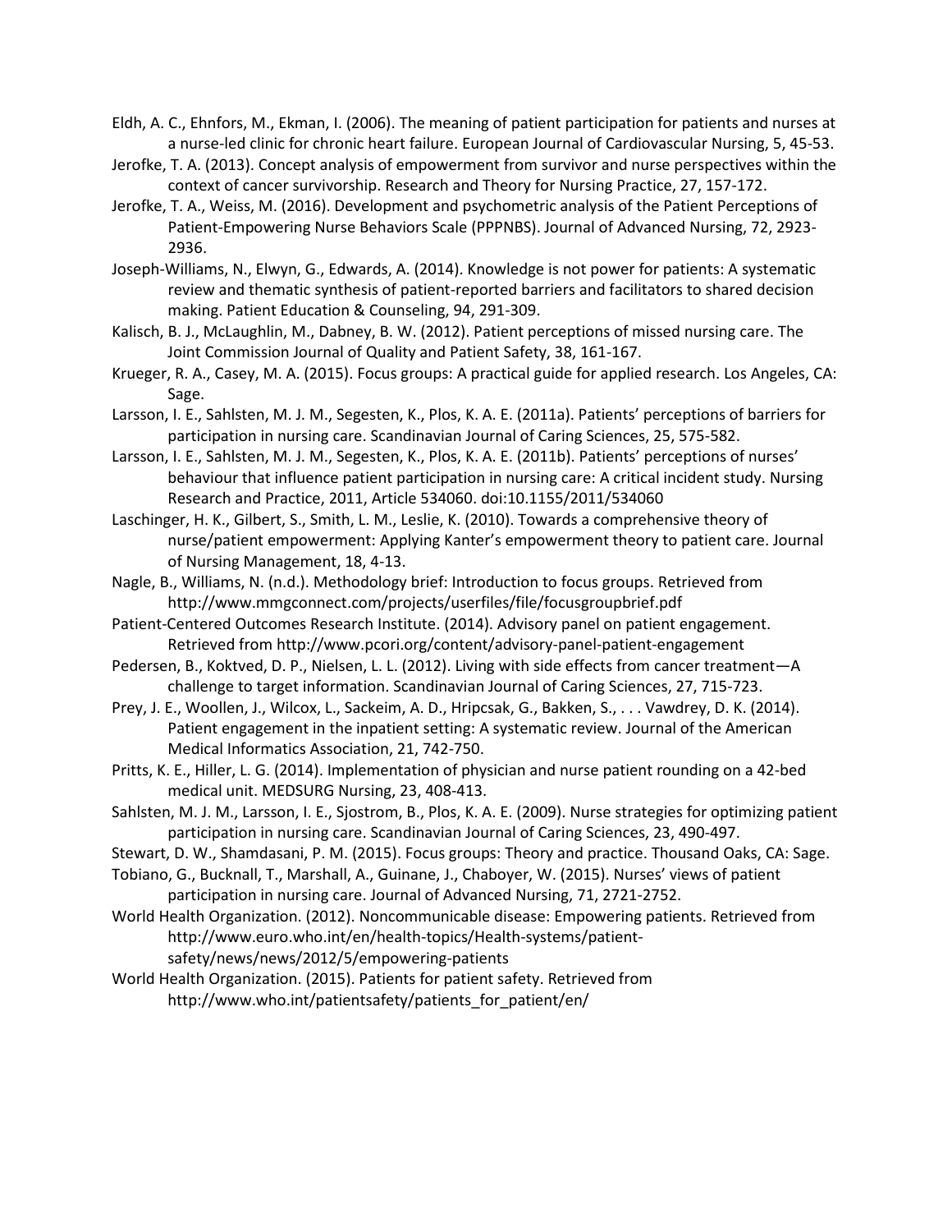Eldh, A. C., Ehnfors, M., Ekman, I. (2006). The meaning of patient participation for patients and nurses at a nurse-led clinic for chronic heart failure. European Journal of Cardiovascular Nursing, 5, 45-53.

Jerofke, T. A. (2013). Concept analysis of empowerment from survivor and nurse perspectives within the context of cancer survivorship. Research and Theory for Nursing Practice, 27, 157-172.

Jerofke, T. A., Weiss, M. (2016). Development and psychometric analysis of the Patient Perceptions of Patient-Empowering Nurse Behaviors Scale (PPPNBS). Journal of Advanced Nursing, 72, 2923-2936.

Joseph-Williams, N., Elwyn, G., Edwards, A. (2014). Knowledge is not power for patients: A systematic review and thematic synthesis of patient-reported barriers and facilitators to shared decision making. Patient Education & Counseling, 94, 291-309.

Kalisch, B. J., McLaughlin, M., Dabney, B. W. (2012). Patient perceptions of missed nursing care. The Joint Commission Journal of Quality and Patient Safety, 38, 161-167.

Krueger, R. A., Casey, M. A. (2015). Focus groups: A practical guide for applied research. Los Angeles, CA: Sage.

Larsson, I. E., Sahlsten, M. J. M., Segesten, K., Plos, K. A. E. (2011a). Patients' perceptions of barriers for participation in nursing care. Scandinavian Journal of Caring Sciences, 25, 575-582.

Larsson, I. E., Sahlsten, M. J. M., Segesten, K., Plos, K. A. E. (2011b). Patients' perceptions of nurses' behaviour that influence patient participation in nursing care: A critical incident study. Nursing Research and Practice, 2011, Article 534060. doi:10.1155/2011/534060

Laschinger, H. K., Gilbert, S., Smith, L. M., Leslie, K. (2010). Towards a comprehensive theory of nurse/patient empowerment: Applying Kanter's empowerment theory to patient care. Journal of Nursing Management, 18, 4-13.

Nagle, B., Williams, N. (n.d.). Methodology brief: Introduction to focus groups. Retrieved from http://www.mmgconnect.com/projects/userfiles/file/focusgroupbrief.pdf

Patient-Centered Outcomes Research Institute. (2014). Advisory panel on patient engagement. Retrieved from http://www.pcori.org/content/advisory-panel-patient-engagement

Pedersen, B., Koktved, D. P., Nielsen, L. L. (2012). Living with side effects from cancer treatment—A challenge to target information. Scandinavian Journal of Caring Sciences, 27, 715-723.

Prey, J. E., Woollen, J., Wilcox, L., Sackeim, A. D., Hripcsak, G., Bakken, S., . . . Vawdrey, D. K. (2014). Patient engagement in the inpatient setting: A systematic review. Journal of the American Medical Informatics Association, 21, 742-750.

Pritts, K. E., Hiller, L. G. (2014). Implementation of physician and nurse patient rounding on a 42-bed medical unit. MEDSURG Nursing, 23, 408-413.

Sahlsten, M. J. M., Larsson, I. E., Sjostrom, B., Plos, K. A. E. (2009). Nurse strategies for optimizing patient participation in nursing care. Scandinavian Journal of Caring Sciences, 23, 490-497.

Stewart, D. W., Shamdasani, P. M. (2015). Focus groups: Theory and practice. Thousand Oaks, CA: Sage.

Tobiano, G., Bucknall, T., Marshall, A., Guinane, J., Chaboyer, W. (2015). Nurses' views of patient participation in nursing care. Journal of Advanced Nursing, 71, 2721-2752.

World Health Organization. (2012). Noncommunicable disease: Empowering patients. Retrieved from http://www.euro.who.int/en/health-topics/Health-systems/patient-safety/news/news/2012/5/empowering-patients

World Health Organization. (2015). Patients for patient safety. Retrieved from http://www.who.int/patientsafety/patients_for_patient/en/